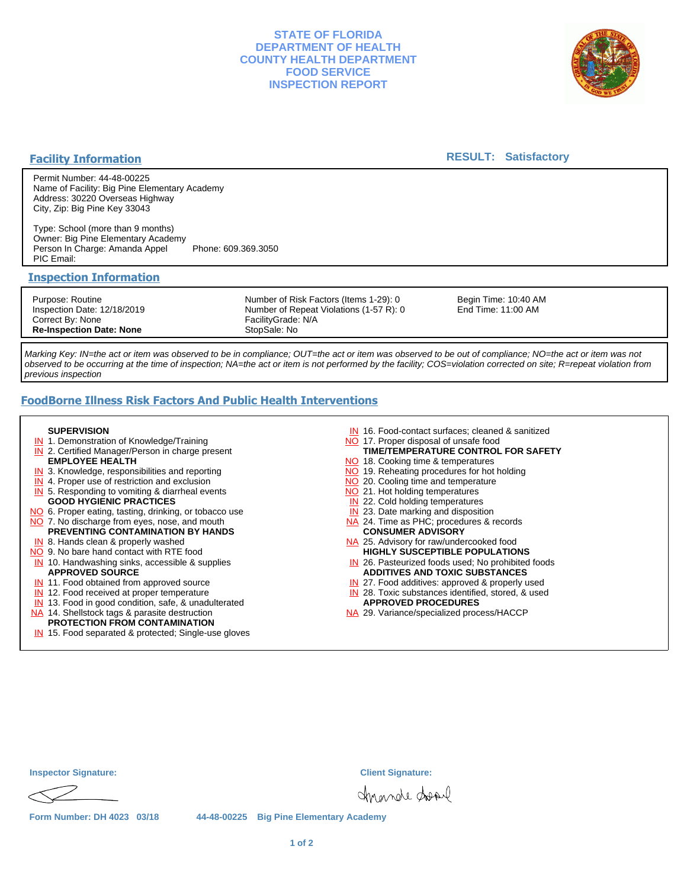# STATE OF FLORIDA
# DEPARTMENT OF HEALTH
# COUNTY HEALTH DEPARTMENT
# FOOD SERVICE
# INSPECTION REPORT

## Facility Information

**RESULT: Satisfactory**

Permit Number: 44-48-00225
Name of Facility: Big Pine Elementary Academy
Address: 30220 Overseas Highway
City, Zip: Big Pine Key 33043

Type: School (more than 9 months)
Owner: Big Pine Elementary Academy
Person In Charge: Amanda Appel     Phone: 609.369.3050
PIC Email:

## Inspection Information

| | | |
|---|---|---|
| Purpose: Routine | Number of Risk Factors (Items 1-29): 0 | Begin Time: 10:40 AM |
| Inspection Date: 12/18/2019 | Number of Repeat Violations (1-57 R): 0 | End Time: 11:00 AM |
| Correct By: None | FacilityGrade: N/A | |
| **Re-Inspection Date: None** | StopSale: No | |

*Marking Key: IN=the act or item was observed to be in compliance; OUT=the act or item was observed to be out of compliance; NO=the act or item was not observed to be occurring at the time of inspection; NA=the act or item is not performed by the facility; COS=violation corrected on site; R=repeat violation from previous inspection*

## FoodBorne Illness Risk Factors And Public Health Interventions

**SUPERVISION**
- IN 1. Demonstration of Knowledge/Training
- IN 2. Certified Manager/Person in charge present

**EMPLOYEE HEALTH**
- IN 3. Knowledge, responsibilities and reporting
- IN 4. Proper use of restriction and exclusion
- IN 5. Responding to vomiting & diarrheal events

**GOOD HYGIENIC PRACTICES**
- NO 6. Proper eating, tasting, drinking, or tobacco use
- NO 7. No discharge from eyes, nose, and mouth

**PREVENTING CONTAMINATION BY HANDS**
- IN 8. Hands clean & properly washed
- NO 9. No bare hand contact with RTE food
- IN 10. Handwashing sinks, accessible & supplies

**APPROVED SOURCE**
- IN 11. Food obtained from approved source
- IN 12. Food received at proper temperature
- IN 13. Food in good condition, safe, & unadulterated
- NA 14. Shellstock tags & parasite destruction

**PROTECTION FROM CONTAMINATION**
- IN 15. Food separated & protected; Single-use gloves
- IN 16. Food-contact surfaces; cleaned & sanitized
- NO 17. Proper disposal of unsafe food

**TIME/TEMPERATURE CONTROL FOR SAFETY**
- NO 18. Cooking time & temperatures
- NO 19. Reheating procedures for hot holding
- NO 20. Cooling time and temperature
- NO 21. Hot holding temperatures
- IN 22. Cold holding temperatures
- IN 23. Date marking and disposition
- NA 24. Time as PHC; procedures & records

**CONSUMER ADVISORY**
- NA 25. Advisory for raw/undercooked food

**HIGHLY SUSCEPTIBLE POPULATIONS**
- IN 26. Pasteurized foods used; No prohibited foods

**ADDITIVES AND TOXIC SUBSTANCES**
- IN 27. Food additives: approved & properly used
- IN 28. Toxic substances identified, stored, & used

**APPROVED PROCEDURES**
- NA 29. Variance/specialized process/HACCP

**Inspector Signature:**

**Client Signature:**

Form Number: DH 4023 03/18    44-48-00225 Big Pine Elementary Academy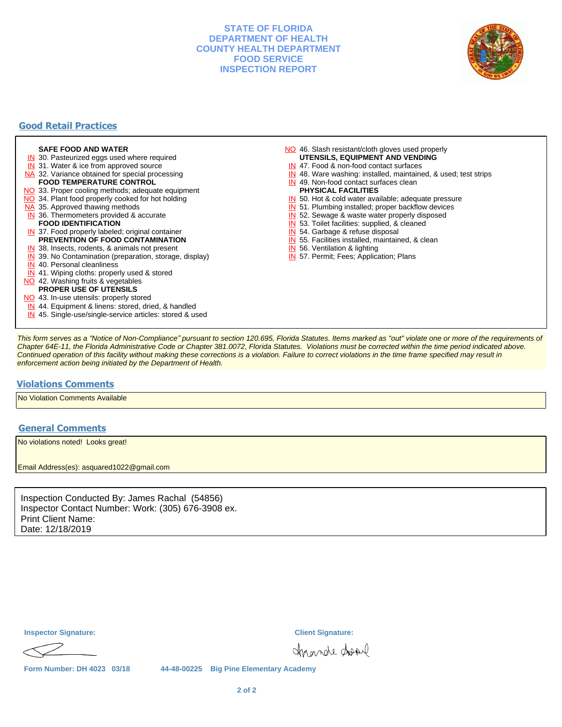STATE OF FLORIDA
DEPARTMENT OF HEALTH
COUNTY HEALTH DEPARTMENT
FOOD SERVICE
INSPECTION REPORT

## Good Retail Practices

**SAFE FOOD AND WATER**
- IN 30. Pasteurized eggs used where required
- IN 31. Water & ice from approved source
- NA 32. Variance obtained for special processing

**FOOD TEMPERATURE CONTROL**
- NO 33. Proper cooling methods; adequate equipment
- NO 34. Plant food properly cooked for hot holding
- NA 35. Approved thawing methods
- IN 36. Thermometers provided & accurate

**FOOD IDENTIFICATION**
- IN 37. Food properly labeled; original container

**PREVENTION OF FOOD CONTAMINATION**
- IN 38. Insects, rodents, & animals not present
- IN 39. No Contamination (preparation, storage, display)
- IN 40. Personal cleanliness
- IN 41. Wiping cloths: properly used & stored
- NO 42. Washing fruits & vegetables

**PROPER USE OF UTENSILS**
- NO 43. In-use utensils: properly stored
- IN 44. Equipment & linens: stored, dried, & handled
- IN 45. Single-use/single-service articles: stored & used
- NO 46. Slash resistant/cloth gloves used properly

**UTENSILS, EQUIPMENT AND VENDING**
- IN 47. Food & non-food contact surfaces
- IN 48. Ware washing: installed, maintained, & used; test strips
- IN 49. Non-food contact surfaces clean

**PHYSICAL FACILITIES**
- IN 50. Hot & cold water available; adequate pressure
- IN 51. Plumbing installed; proper backflow devices
- IN 52. Sewage & waste water properly disposed
- IN 53. Toilet facilities: supplied, & cleaned
- IN 54. Garbage & refuse disposal
- IN 55. Facilities installed, maintained, & clean
- IN 56. Ventilation & lighting
- IN 57. Permit; Fees; Application; Plans

*This form serves as a "Notice of Non-Compliance" pursuant to section 120.695, Florida Statutes. Items marked as "out" violate one or more of the requirements of Chapter 64E-11, the Florida Administrative Code or Chapter 381.0072, Florida Statutes. Violations must be corrected within the time period indicated above. Continued operation of this facility without making these corrections is a violation. Failure to correct violations in the time frame specified may result in enforcement action being initiated by the Department of Health.*

## Violations Comments

No Violation Comments Available

## General Comments

No violations noted! Looks great!

Email Address(es): asquared1022@gmail.com

Inspection Conducted By: James Rachal (54856)
Inspector Contact Number: Work: (305) 676-3908 ex.
Print Client Name:
Date: 12/18/2019

**Inspector Signature:**

**Client Signature:**

Form Number: DH 4023 03/18 44-48-00225 Big Pine Elementary Academy